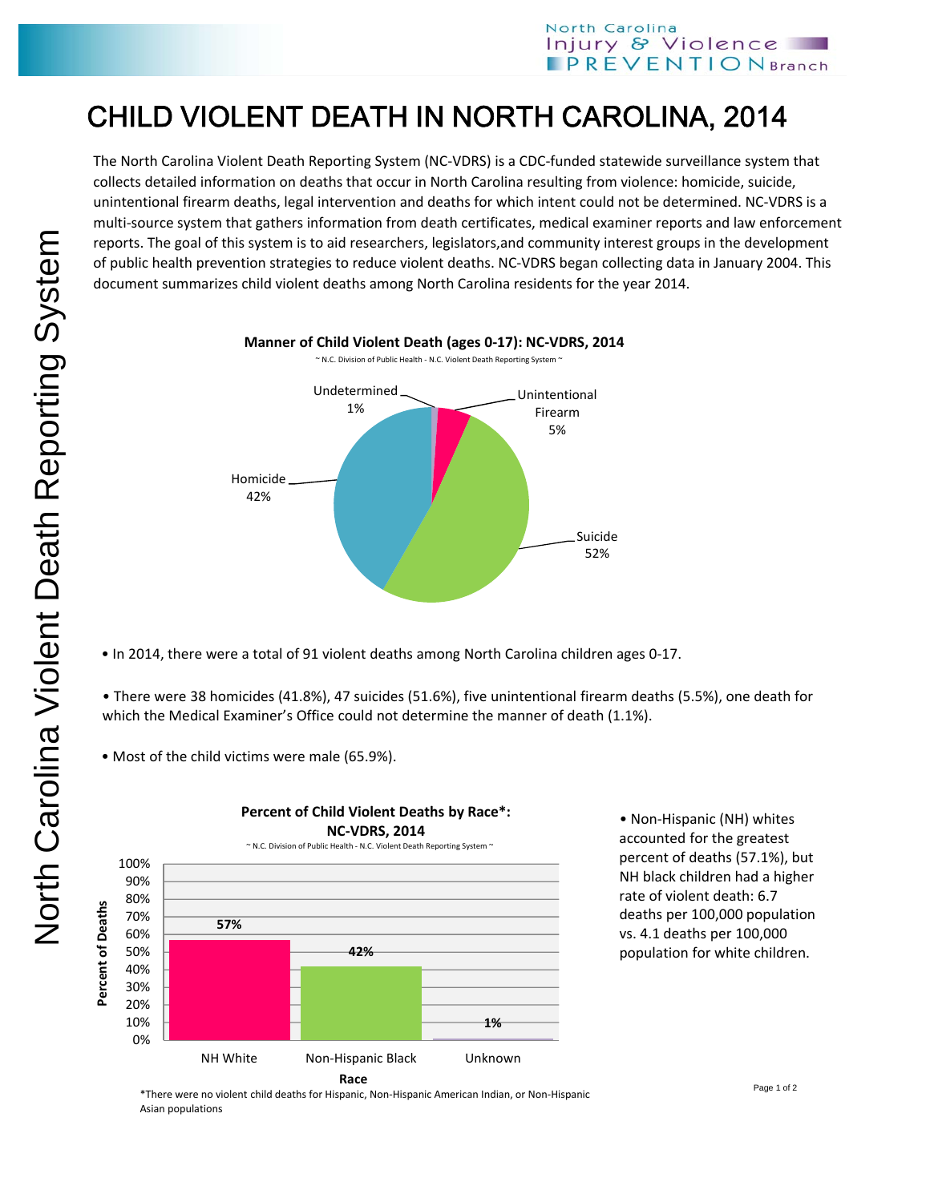# CHILD VIOLENT DEATH IN NORTH CAROLINA, 2014

The North Carolina Violent Death Reporting System (NC-VDRS) is a CDC-funded statewide surveillance system that collects detailed information on deaths that occur in North Carolina resulting from violence: homicide, suicide, unintentional firearm deaths, legal intervention and deaths for which intent could not be determined. NC-VDRS is a multi-source system that gathers information from death certificates, medical examiner reports and law enforcement reports. The goal of this system is to aid researchers, legislators,and community interest groups in the development of public health prevention strategies to reduce violent deaths. NC-VDRS began collecting data in January 2004. This document summarizes child violent deaths among North Carolina residents for the year 2014.

**Manner of Child Violent Death (ages 0-17): NC-VDRS, 2014**

~ N.C. Division of Public Health - N.C. Violent Death Reporting System ~

| Manner | Percent |
|---|---|
| Homicide | 42% |
| Suicide | 52% |
| Unintentional Firearm | 5% |
| Undetermined | 1% |

- In 2014, there were a total of 91 violent deaths among North Carolina children ages 0-17.
- There were 38 homicides (41.8%), 47 suicides (51.6%), five unintentional firearm deaths (5.5%), one death for which the Medical Examiner's Office could not determine the manner of death (1.1%).
- Most of the child victims were male (65.9%).

**Percent of Child Violent Deaths by Race*: NC-VDRS, 2014**

~ N.C. Division of Public Health - N.C. Violent Death Reporting System ~

| Race | Percent of Deaths |
|---|---|
| NH White | 57% |
| Non-Hispanic Black | 42% |
| Unknown | 1% |

*There were no violent child deaths for Hispanic, Non-Hispanic American Indian, or Non-Hispanic Asian populations

- Non-Hispanic (NH) whites accounted for the greatest percent of deaths (57.1%), but NH black children had a higher rate of violent death: 6.7 deaths per 100,000 population vs. 4.1 deaths per 100,000 population for white children.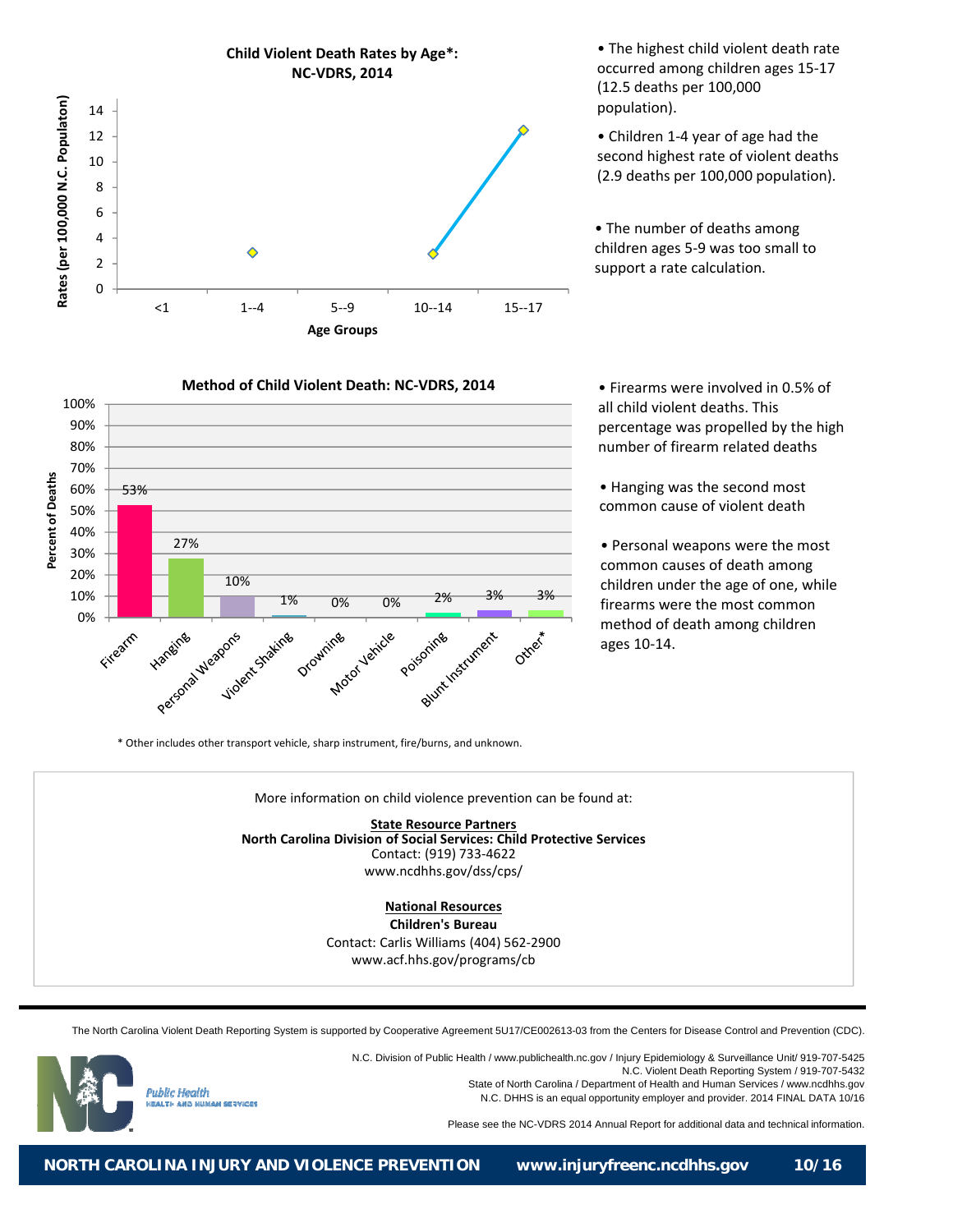**Child Violent Death Rates by Age*: NC-VDRS, 2014**

Rates (per 100,000 N.C. Populaton)

14
12
10
8
6
4
2
0

<1
1--4
5--9
10--14
15--17

Age Groups

- The highest child violent death rate occurred among children ages 15-17 (12.5 deaths per 100,000 population).
- Children 1-4 year of age had the second highest rate of violent deaths (2.9 deaths per 100,000 population).
- The number of deaths among children ages 5-9 was too small to support a rate calculation.

**Method of Child Violent Death: NC-VDRS, 2014**

Percent of Deaths

100%
90%
80%
70%
60%
50%
40%
30%
20%
10%
0%

53%
27%
10%
1%
0%
0%
2%
3%
3%

Firearm
Hanging
Personal Weapons
Violent Shaking
Drowning
Motor Vehicle
Poisoning
Blunt Instrument
Other*

* Other includes other transport vehicle, sharp instrument, fire/burns, and unknown.

- Firearms were involved in 0.5% of all child violent deaths. This percentage was propelled by the high number of firearm related deaths
- Hanging was the second most common cause of violent death
- Personal weapons were the most common causes of death among children under the age of one, while firearms were the most common method of death among children ages 10-14.

More information on child violence prevention can be found at:

**State Resource Partners**

**North Carolina Division of Social Services: Child Protective Services**
Contact: (919) 733-4622
www.ncdhhs.gov/dss/cps/

**National Resources**

**Children's Bureau**
Contact: Carlis Williams (404) 562-2900
www.acf.hhs.gov/programs/cb

The North Carolina Violent Death Reporting System is supported by Cooperative Agreement 5U17/CE002613-03 from the Centers for Disease Control and Prevention (CDC).

Public Health
HEALTH AND HUMAN SERVICES

N.C. Division of Public Health / www.publichealth.nc.gov / Injury Epidemiology & Surveillance Unit/ 919-707-5425
N.C. Violent Death Reporting System / 919-707-5432
State of North Carolina / Department of Health and Human Services / www.ncdhhs.gov
N.C. DHHS is an equal opportunity employer and provider. 2014 FINAL DATA 10/16

Please see the NC-VDRS 2014 Annual Report for additional data and technical information.